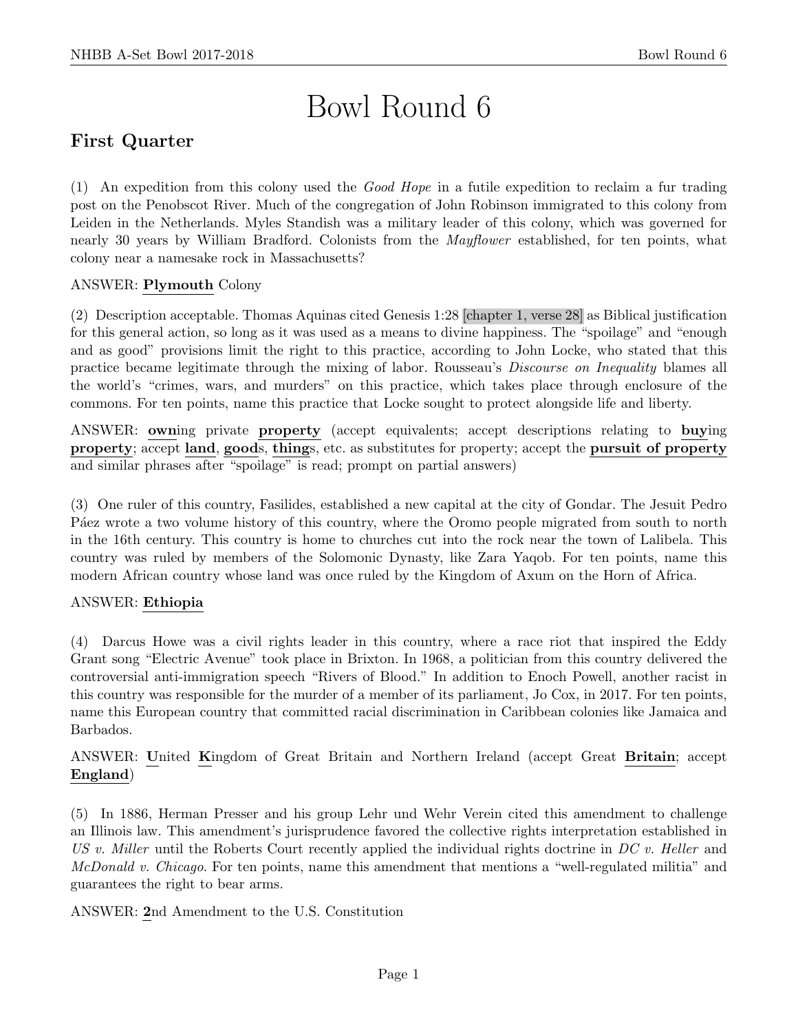# Bowl Round 6

## First Quarter

(1) An expedition from this colony used the *Good Hope* in a futile expedition to reclaim a fur trading post on the Penobscot River. Much of the congregation of John Robinson immigrated to this colony from Leiden in the Netherlands. Myles Standish was a military leader of this colony, which was governed for nearly 30 years by William Bradford. Colonists from the *Mayflower* established, for ten points, what colony near a namesake rock in Massachusetts?

ANSWER: **Plymouth** Colony

(2) Description acceptable. Thomas Aquinas cited Genesis 1:28 [chapter 1, verse 28] as Biblical justification for this general action, so long as it was used as a means to divine happiness. The "spoilage" and "enough and as good" provisions limit the right to this practice, according to John Locke, who stated that this practice became legitimate through the mixing of labor. Rousseau's *Discourse on Inequality* blames all the world's "crimes, wars, and murders" on this practice, which takes place through enclosure of the commons. For ten points, name this practice that Locke sought to protect alongside life and liberty.

ANSWER: **own**ing private **property** (accept equivalents; accept descriptions relating to **buy**ing **property**; accept **land**, **good**s, **thing**s, etc. as substitutes for property; accept the **pursuit of property** and similar phrases after "spoilage" is read; prompt on partial answers)

(3) One ruler of this country, Fasilides, established a new capital at the city of Gondar. The Jesuit Pedro Páez wrote a two volume history of this country, where the Oromo people migrated from south to north in the 16th century. This country is home to churches cut into the rock near the town of Lalibela. This country was ruled by members of the Solomonic Dynasty, like Zara Yaqob. For ten points, name this modern African country whose land was once ruled by the Kingdom of Axum on the Horn of Africa.

ANSWER: **Ethiopia**

(4) Darcus Howe was a civil rights leader in this country, where a race riot that inspired the Eddy Grant song "Electric Avenue" took place in Brixton. In 1968, a politician from this country delivered the controversial anti-immigration speech "Rivers of Blood." In addition to Enoch Powell, another racist in this country was responsible for the murder of a member of its parliament, Jo Cox, in 2017. For ten points, name this European country that committed racial discrimination in Caribbean colonies like Jamaica and Barbados.

ANSWER: **U**nited **K**ingdom of Great Britain and Northern Ireland (accept Great **Britain**; accept **England**)

(5) In 1886, Herman Presser and his group Lehr und Wehr Verein cited this amendment to challenge an Illinois law. This amendment's jurisprudence favored the collective rights interpretation established in *US v. Miller* until the Roberts Court recently applied the individual rights doctrine in *DC v. Heller* and *McDonald v. Chicago*. For ten points, name this amendment that mentions a "well-regulated militia" and guarantees the right to bear arms.

ANSWER: **2**nd Amendment to the U.S. Constitution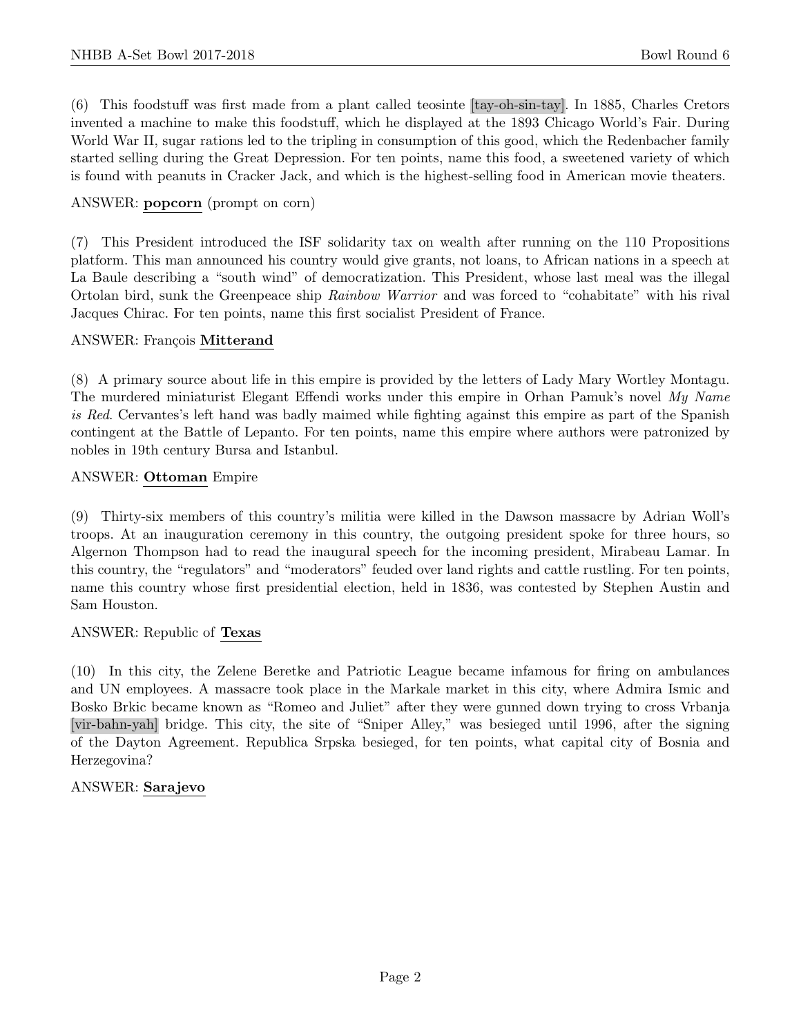(6) This foodstuff was first made from a plant called teosinte [tay-oh-sin-tay]. In 1885, Charles Cretors invented a machine to make this foodstuff, which he displayed at the 1893 Chicago World's Fair. During World War II, sugar rations led to the tripling in consumption of this good, which the Redenbacher family started selling during the Great Depression. For ten points, name this food, a sweetened variety of which is found with peanuts in Cracker Jack, and which is the highest-selling food in American movie theaters.

ANSWER: **popcorn** (prompt on corn)

(7) This President introduced the ISF solidarity tax on wealth after running on the 110 Propositions platform. This man announced his country would give grants, not loans, to African nations in a speech at La Baule describing a "south wind" of democratization. This President, whose last meal was the illegal Ortolan bird, sunk the Greenpeace ship *Rainbow Warrior* and was forced to "cohabitate" with his rival Jacques Chirac. For ten points, name this first socialist President of France.

ANSWER: François **Mitterand**

(8) A primary source about life in this empire is provided by the letters of Lady Mary Wortley Montagu. The murdered miniaturist Elegant Effendi works under this empire in Orhan Pamuk's novel *My Name is Red*. Cervantes's left hand was badly maimed while fighting against this empire as part of the Spanish contingent at the Battle of Lepanto. For ten points, name this empire where authors were patronized by nobles in 19th century Bursa and Istanbul.

ANSWER: **Ottoman** Empire

(9) Thirty-six members of this country's militia were killed in the Dawson massacre by Adrian Woll's troops. At an inauguration ceremony in this country, the outgoing president spoke for three hours, so Algernon Thompson had to read the inaugural speech for the incoming president, Mirabeau Lamar. In this country, the "regulators" and "moderators" feuded over land rights and cattle rustling. For ten points, name this country whose first presidential election, held in 1836, was contested by Stephen Austin and Sam Houston.

ANSWER: Republic of **Texas**

(10) In this city, the Zelene Beretke and Patriotic League became infamous for firing on ambulances and UN employees. A massacre took place in the Markale market in this city, where Admira Ismic and Bosko Brkic became known as "Romeo and Juliet" after they were gunned down trying to cross Vrbanja [vir-bahn-yah] bridge. This city, the site of "Sniper Alley," was besieged until 1996, after the signing of the Dayton Agreement. Republica Srpska besieged, for ten points, what capital city of Bosnia and Herzegovina?

ANSWER: **Sarajevo**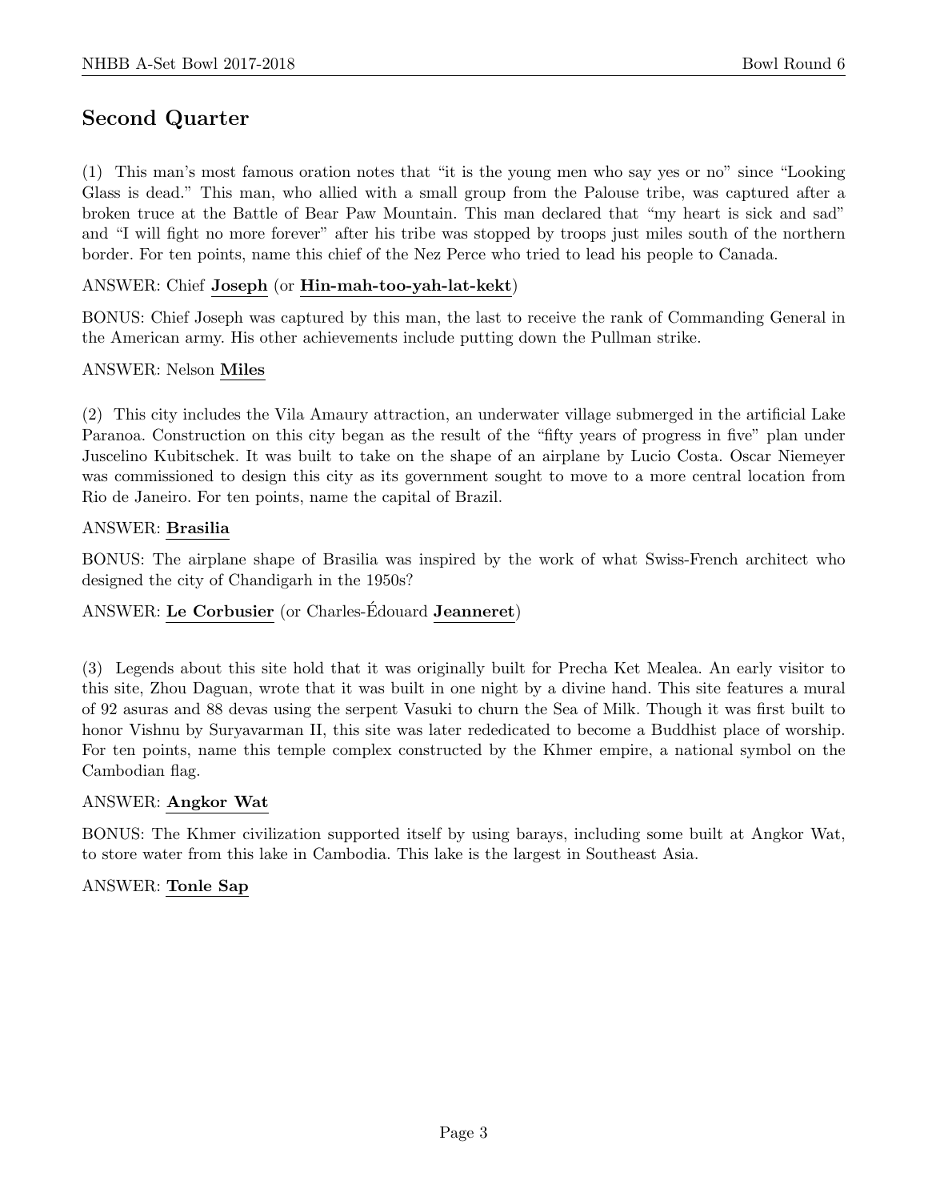## Second Quarter

(1) This man's most famous oration notes that "it is the young men who say yes or no" since "Looking Glass is dead." This man, who allied with a small group from the Palouse tribe, was captured after a broken truce at the Battle of Bear Paw Mountain. This man declared that "my heart is sick and sad" and "I will fight no more forever" after his tribe was stopped by troops just miles south of the northern border. For ten points, name this chief of the Nez Perce who tried to lead his people to Canada.

ANSWER: Chief **Joseph** (or **Hin-mah-too-yah-lat-kekt**)

BONUS: Chief Joseph was captured by this man, the last to receive the rank of Commanding General in the American army. His other achievements include putting down the Pullman strike.

ANSWER: Nelson **Miles**

(2) This city includes the Vila Amaury attraction, an underwater village submerged in the artificial Lake Paranoa. Construction on this city began as the result of the "fifty years of progress in five" plan under Juscelino Kubitschek. It was built to take on the shape of an airplane by Lucio Costa. Oscar Niemeyer was commissioned to design this city as its government sought to move to a more central location from Rio de Janeiro. For ten points, name the capital of Brazil.

ANSWER: **Brasilia**

BONUS: The airplane shape of Brasilia was inspired by the work of what Swiss-French architect who designed the city of Chandigarh in the 1950s?

ANSWER: **Le Corbusier** (or Charles-Édouard **Jeanneret**)

(3) Legends about this site hold that it was originally built for Precha Ket Mealea. An early visitor to this site, Zhou Daguan, wrote that it was built in one night by a divine hand. This site features a mural of 92 asuras and 88 devas using the serpent Vasuki to churn the Sea of Milk. Though it was first built to honor Vishnu by Suryavarman II, this site was later rededicated to become a Buddhist place of worship. For ten points, name this temple complex constructed by the Khmer empire, a national symbol on the Cambodian flag.

ANSWER: **Angkor Wat**

BONUS: The Khmer civilization supported itself by using barays, including some built at Angkor Wat, to store water from this lake in Cambodia. This lake is the largest in Southeast Asia.

ANSWER: **Tonle Sap**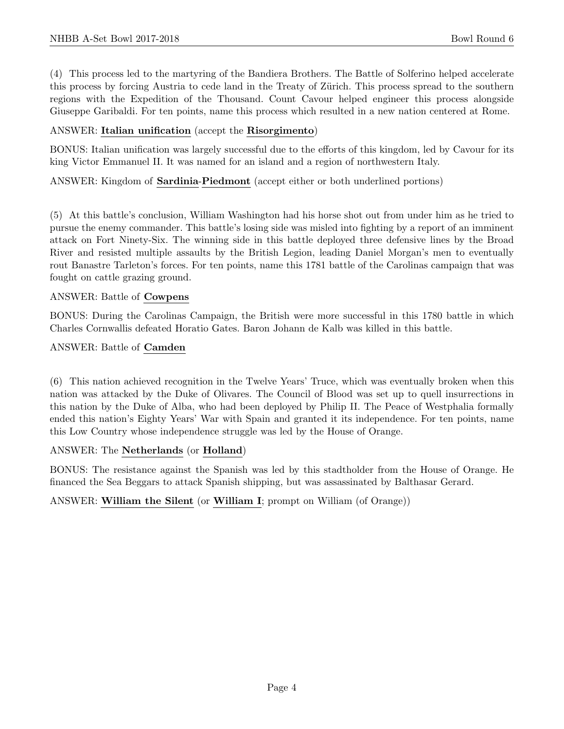(4) This process led to the martyring of the Bandiera Brothers. The Battle of Solferino helped accelerate this process by forcing Austria to cede land in the Treaty of Zürich. This process spread to the southern regions with the Expedition of the Thousand. Count Cavour helped engineer this process alongside Giuseppe Garibaldi. For ten points, name this process which resulted in a new nation centered at Rome.

ANSWER: **Italian unification** (accept the **Risorgimento**)

BONUS: Italian unification was largely successful due to the efforts of this kingdom, led by Cavour for its king Victor Emmanuel II. It was named for an island and a region of northwestern Italy.

ANSWER: Kingdom of **Sardinia**-**Piedmont** (accept either or both underlined portions)

(5) At this battle's conclusion, William Washington had his horse shot out from under him as he tried to pursue the enemy commander. This battle's losing side was misled into fighting by a report of an imminent attack on Fort Ninety-Six. The winning side in this battle deployed three defensive lines by the Broad River and resisted multiple assaults by the British Legion, leading Daniel Morgan's men to eventually rout Banastre Tarleton's forces. For ten points, name this 1781 battle of the Carolinas campaign that was fought on cattle grazing ground.

ANSWER: Battle of **Cowpens**

BONUS: During the Carolinas Campaign, the British were more successful in this 1780 battle in which Charles Cornwallis defeated Horatio Gates. Baron Johann de Kalb was killed in this battle.

ANSWER: Battle of **Camden**

(6) This nation achieved recognition in the Twelve Years' Truce, which was eventually broken when this nation was attacked by the Duke of Olivares. The Council of Blood was set up to quell insurrections in this nation by the Duke of Alba, who had been deployed by Philip II. The Peace of Westphalia formally ended this nation's Eighty Years' War with Spain and granted it its independence. For ten points, name this Low Country whose independence struggle was led by the House of Orange.

ANSWER: The **Netherlands** (or **Holland**)

BONUS: The resistance against the Spanish was led by this stadtholder from the House of Orange. He financed the Sea Beggars to attack Spanish shipping, but was assassinated by Balthasar Gerard.

ANSWER: **William the Silent** (or **William I**; prompt on William (of Orange))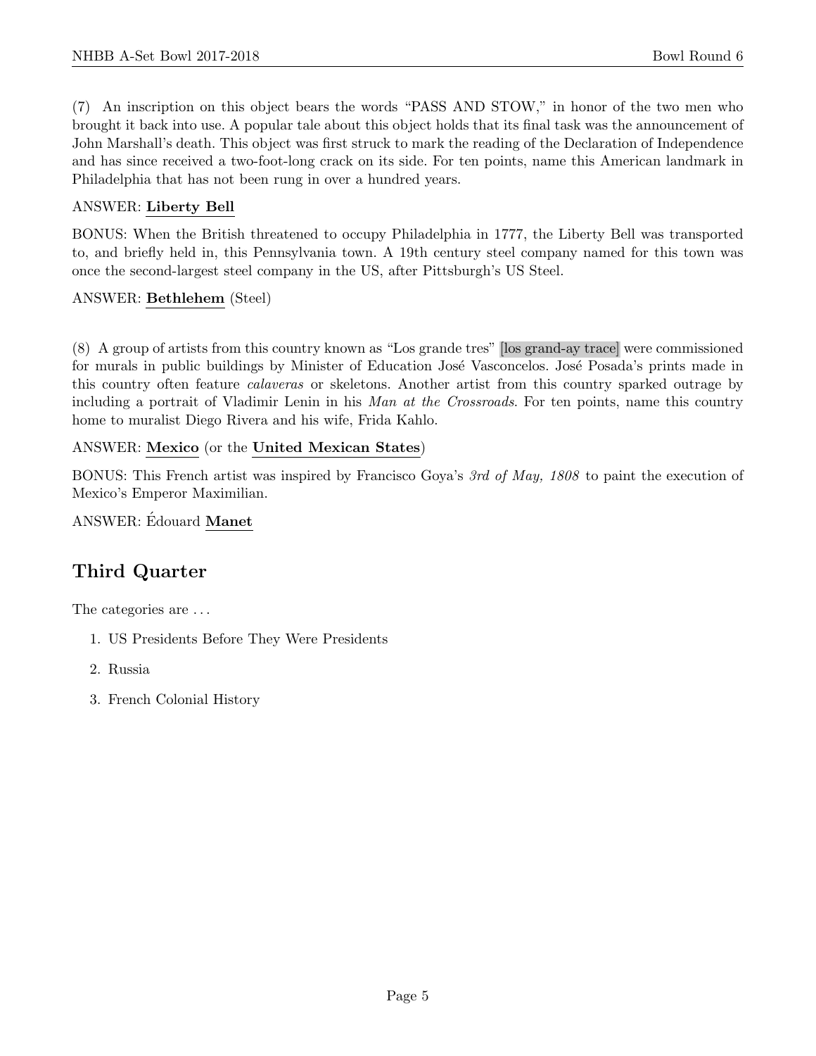(7) An inscription on this object bears the words "PASS AND STOW," in honor of the two men who brought it back into use. A popular tale about this object holds that its final task was the announcement of John Marshall's death. This object was first struck to mark the reading of the Declaration of Independence and has since received a two-foot-long crack on its side. For ten points, name this American landmark in Philadelphia that has not been rung in over a hundred years.

ANSWER: **Liberty Bell**

BONUS: When the British threatened to occupy Philadelphia in 1777, the Liberty Bell was transported to, and briefly held in, this Pennsylvania town. A 19th century steel company named for this town was once the second-largest steel company in the US, after Pittsburgh's US Steel.

ANSWER: **Bethlehem** (Steel)

(8) A group of artists from this country known as "Los grande tres" [los grand-ay trace] were commissioned for murals in public buildings by Minister of Education José Vasconcelos. José Posada's prints made in this country often feature *calaveras* or skeletons. Another artist from this country sparked outrage by including a portrait of Vladimir Lenin in his *Man at the Crossroads*. For ten points, name this country home to muralist Diego Rivera and his wife, Frida Kahlo.

ANSWER: **Mexico** (or the **United Mexican States**)

BONUS: This French artist was inspired by Francisco Goya's *3rd of May, 1808* to paint the execution of Mexico's Emperor Maximilian.

ANSWER: Édouard **Manet**

## Third Quarter

The categories are . . .

1. US Presidents Before They Were Presidents
2. Russia
3. French Colonial History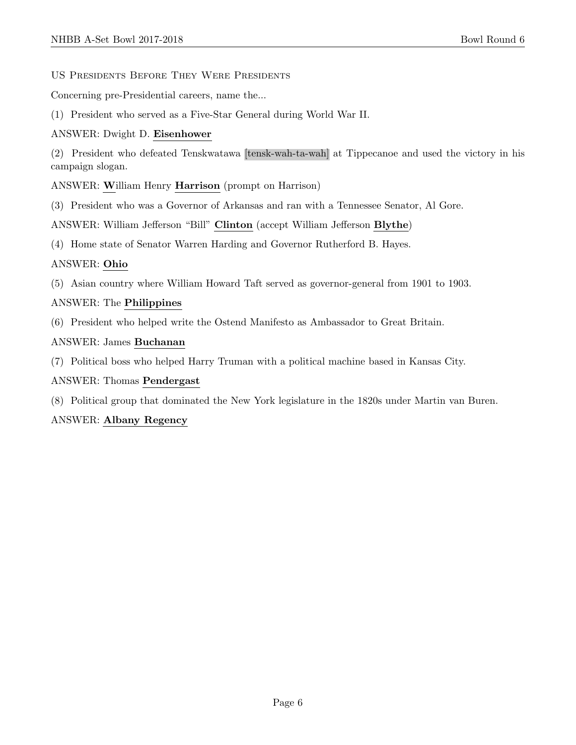US Presidents Before They Were Presidents

Concerning pre-Presidential careers, name the...

(1) President who served as a Five-Star General during World War II.

ANSWER: Dwight D. **Eisenhower**

(2) President who defeated Tenskwatawa [tensk-wah-ta-wah] at Tippecanoe and used the victory in his campaign slogan.

ANSWER: **W**illiam Henry **Harrison** (prompt on Harrison)

(3) President who was a Governor of Arkansas and ran with a Tennessee Senator, Al Gore.

ANSWER: William Jefferson "Bill" **Clinton** (accept William Jefferson **Blythe**)

(4) Home state of Senator Warren Harding and Governor Rutherford B. Hayes.

ANSWER: **Ohio**

(5) Asian country where William Howard Taft served as governor-general from 1901 to 1903.

ANSWER: The **Philippines**

(6) President who helped write the Ostend Manifesto as Ambassador to Great Britain.

ANSWER: James **Buchanan**

(7) Political boss who helped Harry Truman with a political machine based in Kansas City.

ANSWER: Thomas **Pendergast**

(8) Political group that dominated the New York legislature in the 1820s under Martin van Buren.

ANSWER: **Albany Regency**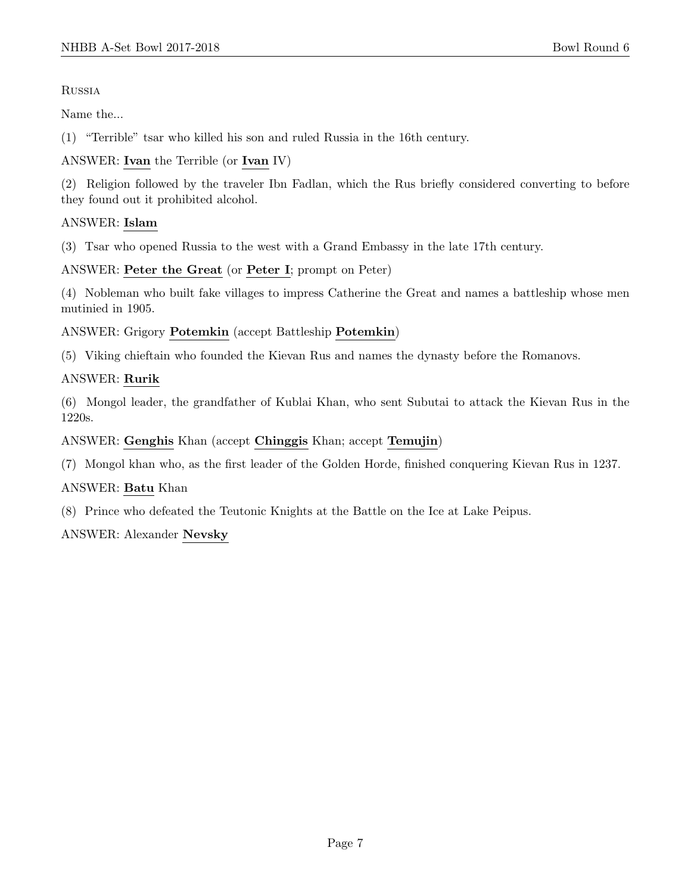Russia

Name the...

(1) "Terrible" tsar who killed his son and ruled Russia in the 16th century.

ANSWER: **Ivan** the Terrible (or **Ivan** IV)

(2) Religion followed by the traveler Ibn Fadlan, which the Rus briefly considered converting to before they found out it prohibited alcohol.

ANSWER: **Islam**

(3) Tsar who opened Russia to the west with a Grand Embassy in the late 17th century.

ANSWER: **Peter the Great** (or **Peter I**; prompt on Peter)

(4) Nobleman who built fake villages to impress Catherine the Great and names a battleship whose men mutinied in 1905.

ANSWER: Grigory **Potemkin** (accept Battleship **Potemkin**)

(5) Viking chieftain who founded the Kievan Rus and names the dynasty before the Romanovs.

ANSWER: **Rurik**

(6) Mongol leader, the grandfather of Kublai Khan, who sent Subutai to attack the Kievan Rus in the 1220s.

ANSWER: **Genghis** Khan (accept **Chinggis** Khan; accept **Temujin**)

(7) Mongol khan who, as the first leader of the Golden Horde, finished conquering Kievan Rus in 1237.

ANSWER: **Batu** Khan

(8) Prince who defeated the Teutonic Knights at the Battle on the Ice at Lake Peipus.

ANSWER: Alexander **Nevsky**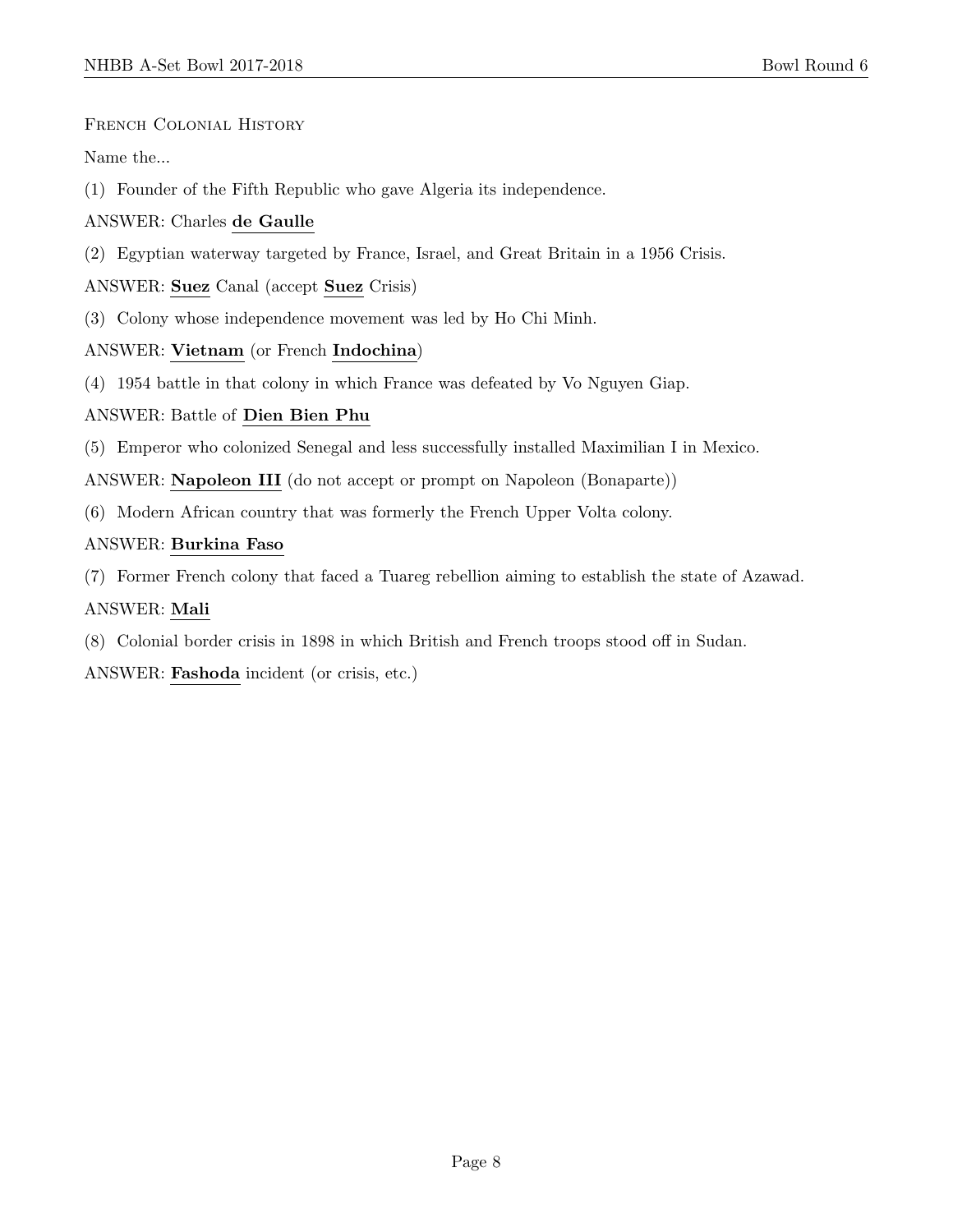French Colonial History

Name the...

(1) Founder of the Fifth Republic who gave Algeria its independence.

ANSWER: Charles **de Gaulle**

(2) Egyptian waterway targeted by France, Israel, and Great Britain in a 1956 Crisis.

ANSWER: **Suez** Canal (accept **Suez** Crisis)

(3) Colony whose independence movement was led by Ho Chi Minh.

ANSWER: **Vietnam** (or French **Indochina**)

(4) 1954 battle in that colony in which France was defeated by Vo Nguyen Giap.

ANSWER: Battle of **Dien Bien Phu**

(5) Emperor who colonized Senegal and less successfully installed Maximilian I in Mexico.

ANSWER: **Napoleon III** (do not accept or prompt on Napoleon (Bonaparte))

(6) Modern African country that was formerly the French Upper Volta colony.

ANSWER: **Burkina Faso**

(7) Former French colony that faced a Tuareg rebellion aiming to establish the state of Azawad.

ANSWER: **Mali**

(8) Colonial border crisis in 1898 in which British and French troops stood off in Sudan.

ANSWER: **Fashoda** incident (or crisis, etc.)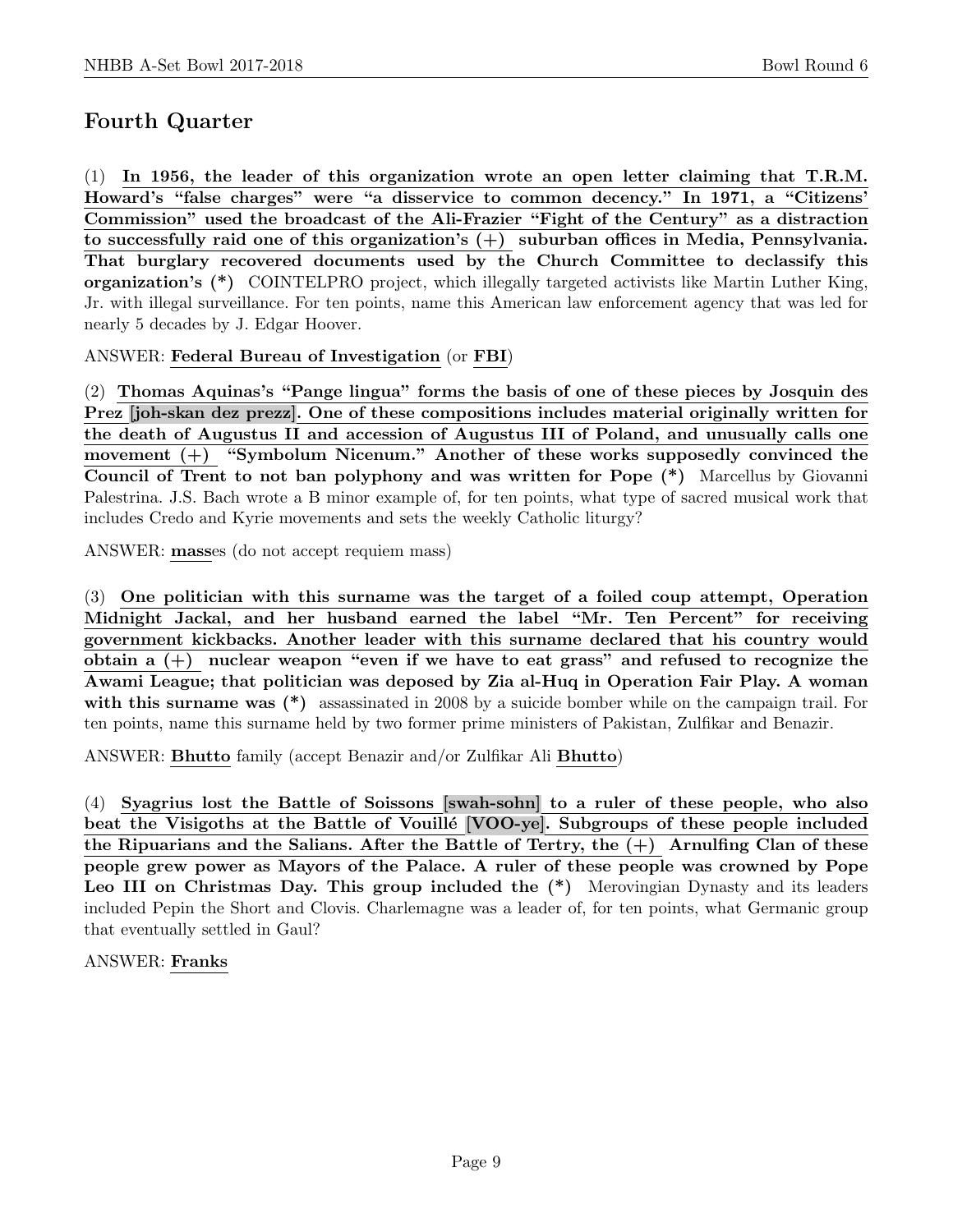## Fourth Quarter

(1) **In 1956, the leader of this organization wrote an open letter claiming that T.R.M. Howard's "false charges" were "a disservice to common decency." In 1971, a "Citizens' Commission" used the broadcast of the Ali-Frazier "Fight of the Century" as a distraction to successfully raid one of this organization's (+) suburban offices in Media, Pennsylvania. That burglary recovered documents used by the Church Committee to declassify this organization's (*)** COINTELPRO project, which illegally targeted activists like Martin Luther King, Jr. with illegal surveillance. For ten points, name this American law enforcement agency that was led for nearly 5 decades by J. Edgar Hoover.

ANSWER: **Federal Bureau of Investigation** (or **FBI**)

(2) **Thomas Aquinas's "Pange lingua" forms the basis of one of these pieces by Josquin des Prez [joh-skan dez prezz]. One of these compositions includes material originally written for the death of Augustus II and accession of Augustus III of Poland, and unusually calls one movement (+) "Symbolum Nicenum." Another of these works supposedly convinced the Council of Trent to not ban polyphony and was written for Pope (*)** Marcellus by Giovanni Palestrina. J.S. Bach wrote a B minor example of, for ten points, what type of sacred musical work that includes Credo and Kyrie movements and sets the weekly Catholic liturgy?

ANSWER: **mass**es (do not accept requiem mass)

(3) **One politician with this surname was the target of a foiled coup attempt, Operation Midnight Jackal, and her husband earned the label "Mr. Ten Percent" for receiving government kickbacks. Another leader with this surname declared that his country would obtain a (+) nuclear weapon "even if we have to eat grass" and refused to recognize the Awami League; that politician was deposed by Zia al-Huq in Operation Fair Play. A woman with this surname was (*)** assassinated in 2008 by a suicide bomber while on the campaign trail. For ten points, name this surname held by two former prime ministers of Pakistan, Zulfikar and Benazir.

ANSWER: **Bhutto** family (accept Benazir and/or Zulfikar Ali **Bhutto**)

(4) **Syagrius lost the Battle of Soissons [swah-sohn] to a ruler of these people, who also beat the Visigoths at the Battle of Vouillé [VOO-ye]. Subgroups of these people included the Ripuarians and the Salians. After the Battle of Tertry, the (+) Arnulfing Clan of these people grew power as Mayors of the Palace. A ruler of these people was crowned by Pope Leo III on Christmas Day. This group included the (*)** Merovingian Dynasty and its leaders included Pepin the Short and Clovis. Charlemagne was a leader of, for ten points, what Germanic group that eventually settled in Gaul?

ANSWER: **Franks**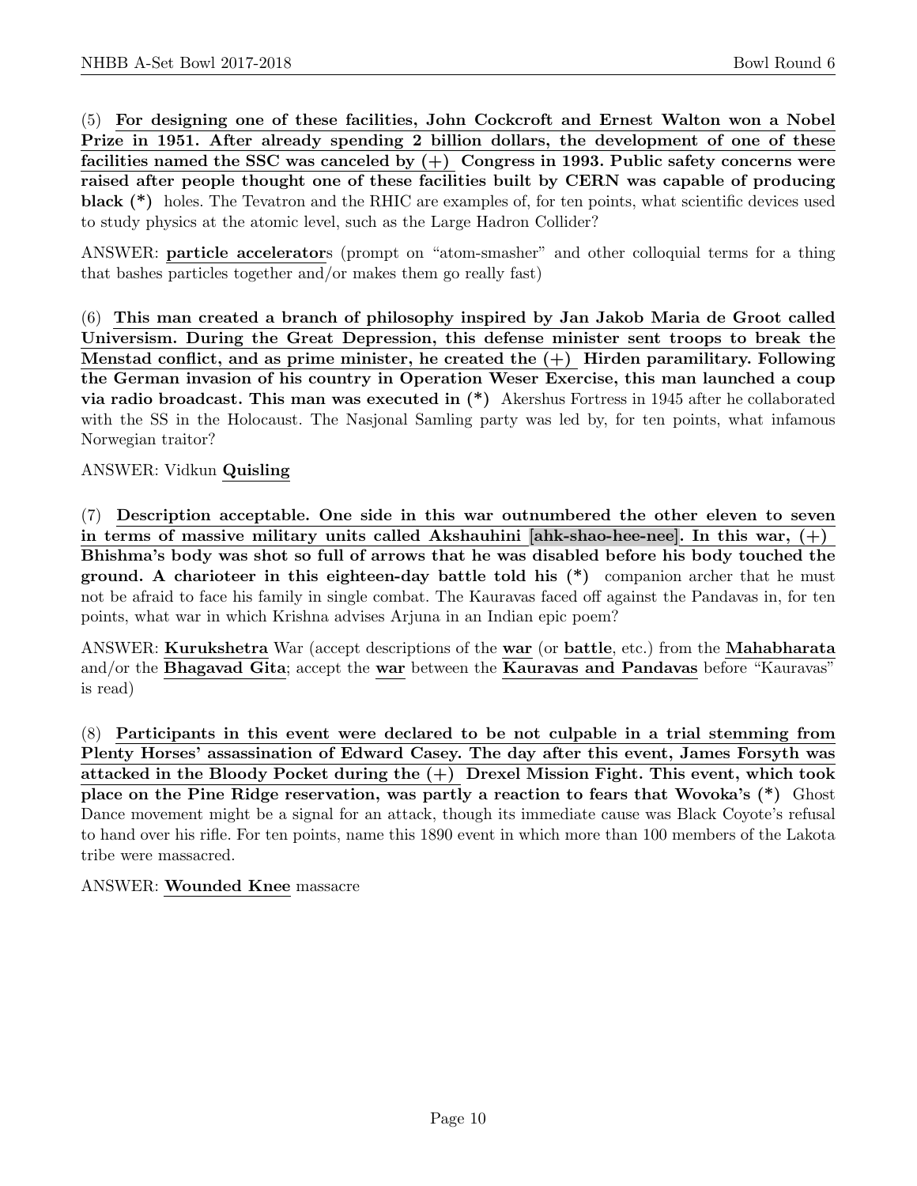(5) **For designing one of these facilities, John Cockcroft and Ernest Walton won a Nobel Prize in 1951. After already spending 2 billion dollars, the development of one of these facilities named the SSC was canceled by (+) Congress in 1993. Public safety concerns were raised after people thought one of these facilities built by CERN was capable of producing black (*)** holes. The Tevatron and the RHIC are examples of, for ten points, what scientific devices used to study physics at the atomic level, such as the Large Hadron Collider?

ANSWER: **particle accelerator**s (prompt on "atom-smasher" and other colloquial terms for a thing that bashes particles together and/or makes them go really fast)

(6) **This man created a branch of philosophy inspired by Jan Jakob Maria de Groot called Universism. During the Great Depression, this defense minister sent troops to break the Menstad conflict, and as prime minister, he created the (+) Hirden paramilitary. Following the German invasion of his country in Operation Weser Exercise, this man launched a coup via radio broadcast. This man was executed in (*)** Akershus Fortress in 1945 after he collaborated with the SS in the Holocaust. The Nasjonal Samling party was led by, for ten points, what infamous Norwegian traitor?

ANSWER: Vidkun **Quisling**

(7) **Description acceptable. One side in this war outnumbered the other eleven to seven in terms of massive military units called Akshauhini [ahk-shao-hee-nee]. In this war, (+) Bhishma's body was shot so full of arrows that he was disabled before his body touched the ground. A charioteer in this eighteen-day battle told his (*)** companion archer that he must not be afraid to face his family in single combat. The Kauravas faced off against the Pandavas in, for ten points, what war in which Krishna advises Arjuna in an Indian epic poem?

ANSWER: **Kurukshetra** War (accept descriptions of the **war** (or **battle**, etc.) from the **Mahabharata** and/or the **Bhagavad Gita**; accept the **war** between the **Kauravas and Pandavas** before "Kauravas" is read)

(8) **Participants in this event were declared to be not culpable in a trial stemming from Plenty Horses' assassination of Edward Casey. The day after this event, James Forsyth was attacked in the Bloody Pocket during the (+) Drexel Mission Fight. This event, which took place on the Pine Ridge reservation, was partly a reaction to fears that Wovoka's (*)** Ghost Dance movement might be a signal for an attack, though its immediate cause was Black Coyote's refusal to hand over his rifle. For ten points, name this 1890 event in which more than 100 members of the Lakota tribe were massacred.

ANSWER: **Wounded Knee** massacre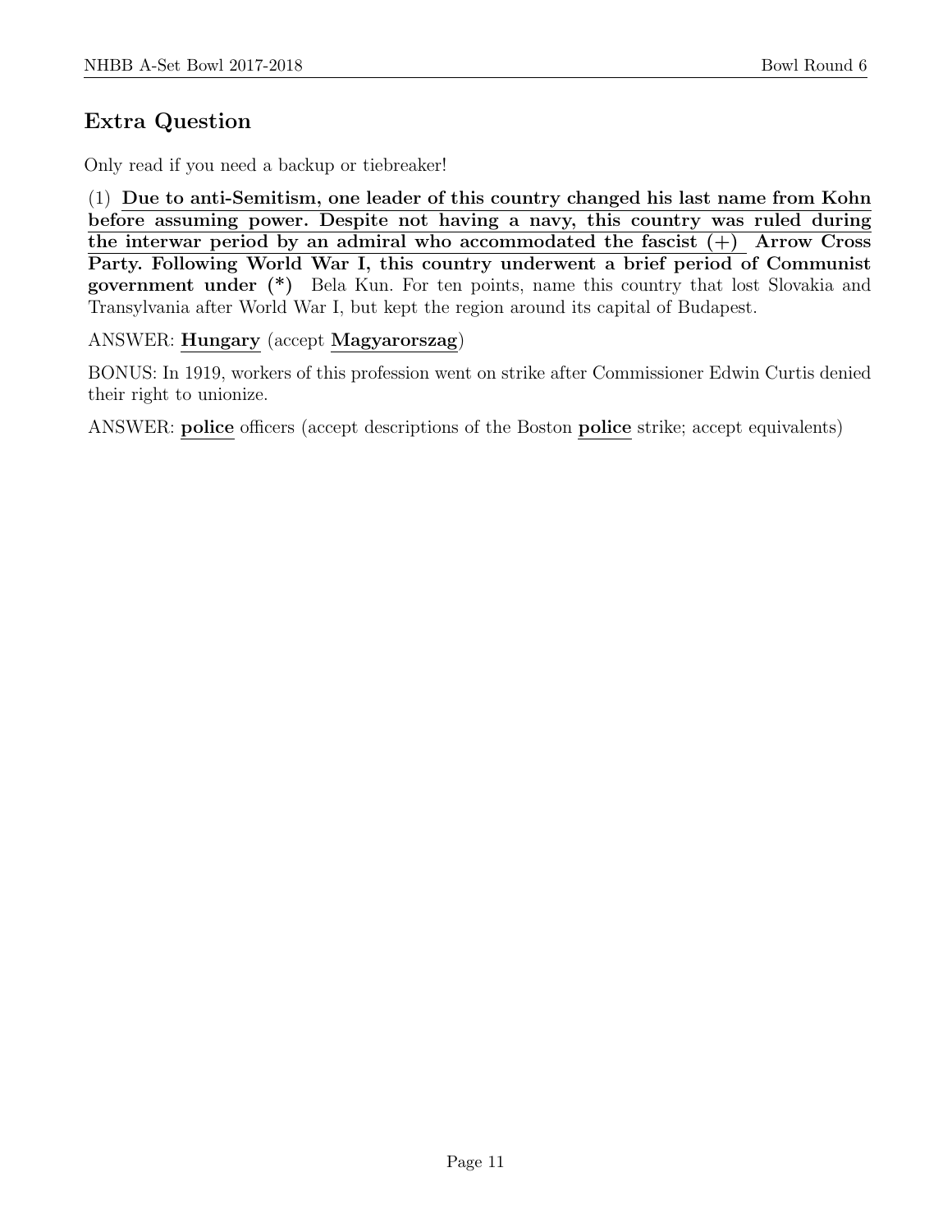## Extra Question

Only read if you need a backup or tiebreaker!

(1) **Due to anti-Semitism, one leader of this country changed his last name from Kohn before assuming power. Despite not having a navy, this country was ruled during the interwar period by an admiral who accommodated the fascist (+) Arrow Cross Party. Following World War I, this country underwent a brief period of Communist government under (*)** Bela Kun. For ten points, name this country that lost Slovakia and Transylvania after World War I, but kept the region around its capital of Budapest.

ANSWER: **Hungary** (accept **Magyarorszag**)

BONUS: In 1919, workers of this profession went on strike after Commissioner Edwin Curtis denied their right to unionize.

ANSWER: **police** officers (accept descriptions of the Boston **police** strike; accept equivalents)